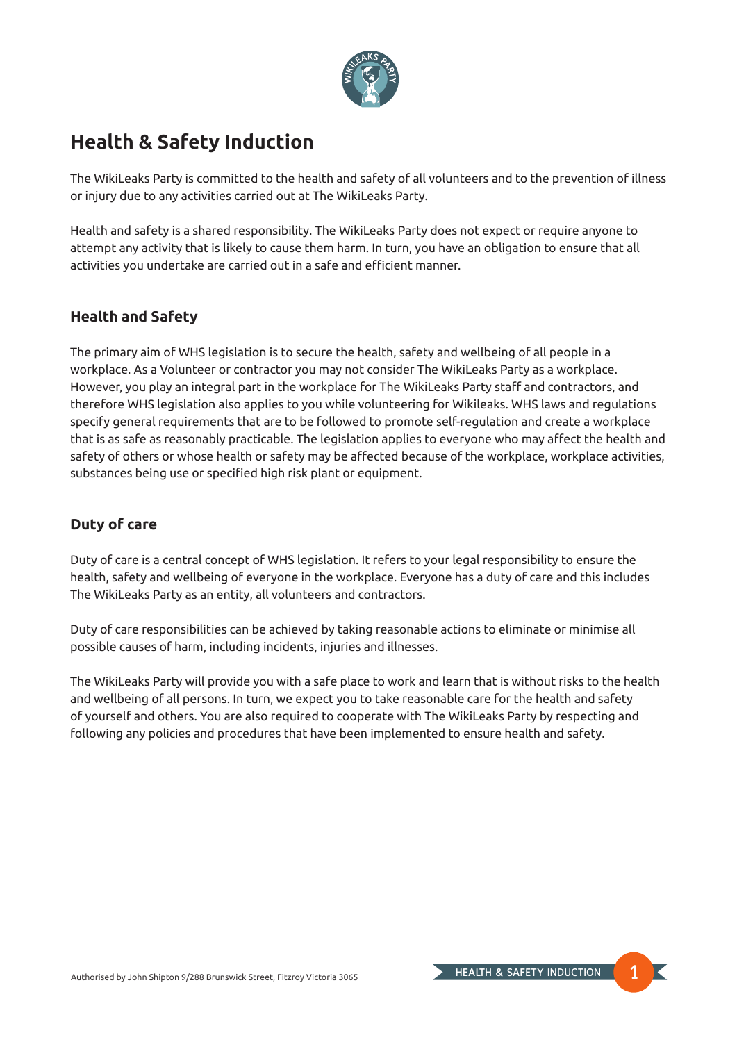# Health & Safety Induction

The WikiLeaks Party is committed to the health and safety of all volunteers and to the prevention of illness or injury due to any activities carried out at The WikiLeaks Party.

Health and safety is a shared responsibility. The WikiLeaks Party does not expect or require anyone to attempt any activity that is likely to cause them harm. In turn, you have an obligation to ensure that all activities you undertake are carried out in a safe and efficient manner.

## Health and Safety

The primary aim of WHS legislation is to secure the health, safety and wellbeing of all people in a workplace. As a Volunteer or contractor you may not consider The WikiLeaks Party as a workplace. However, you play an integral part in the workplace for The WikiLeaks Party staff and contractors, and therefore WHS legislation also applies to you while volunteering for Wikileaks. WHS laws and regulations specify general requirements that are to be followed to promote self-regulation and create a workplace that is as safe as reasonably practicable. The legislation applies to everyone who may affect the health and safety of others or whose health or safety may be affected because of the workplace, workplace activities, substances being use or specified high risk plant or equipment.

## Duty of care

Duty of care is a central concept of WHS legislation. It refers to your legal responsibility to ensure the health, safety and wellbeing of everyone in the workplace. Everyone has a duty of care and this includes The WikiLeaks Party as an entity, all volunteers and contractors.

Duty of care responsibilities can be achieved by taking reasonable actions to eliminate or minimise all possible causes of harm, including incidents, injuries and illnesses.

The WikiLeaks Party will provide you with a safe place to work and learn that is without risks to the health and wellbeing of all persons. In turn, we expect you to take reasonable care for the health and safety of yourself and others. You are also required to cooperate with The WikiLeaks Party by respecting and following any policies and procedures that have been implemented to ensure health and safety.

Authorised by John Shipton 9/288 Brunswick Street, Fitzroy Victoria 3065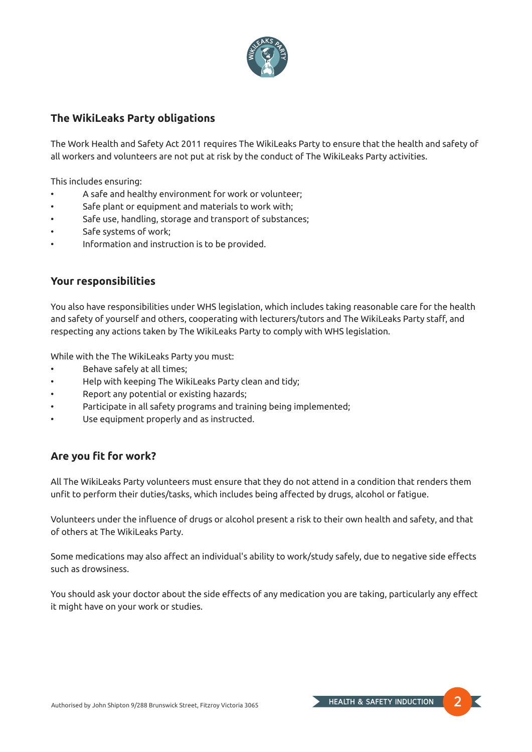## The WikiLeaks Party obligations

The Work Health and Safety Act 2011 requires The WikiLeaks Party to ensure that the health and safety of all workers and volunteers are not put at risk by the conduct of The WikiLeaks Party activities.

This includes ensuring:

- A safe and healthy environment for work or volunteer;
- Safe plant or equipment and materials to work with;
- Safe use, handling, storage and transport of substances;
- Safe systems of work;
- Information and instruction is to be provided.

## Your responsibilities

You also have responsibilities under WHS legislation, which includes taking reasonable care for the health and safety of yourself and others, cooperating with lecturers/tutors and The WikiLeaks Party staff, and respecting any actions taken by The WikiLeaks Party to comply with WHS legislation.

While with the The WikiLeaks Party you must:

- Behave safely at all times;
- Help with keeping The WikiLeaks Party clean and tidy;
- Report any potential or existing hazards;
- Participate in all safety programs and training being implemented;
- Use equipment properly and as instructed.

## Are you fit for work?

All The WikiLeaks Party volunteers must ensure that they do not attend in a condition that renders them unfit to perform their duties/tasks, which includes being affected by drugs, alcohol or fatigue.

Volunteers under the influence of drugs or alcohol present a risk to their own health and safety, and that of others at The WikiLeaks Party.

Some medications may also affect an individual's ability to work/study safely, due to negative side effects such as drowsiness.

You should ask your doctor about the side effects of any medication you are taking, particularly any effect it might have on your work or studies.

Authorised by John Shipton 9/288 Brunswick Street, Fitzroy Victoria 3065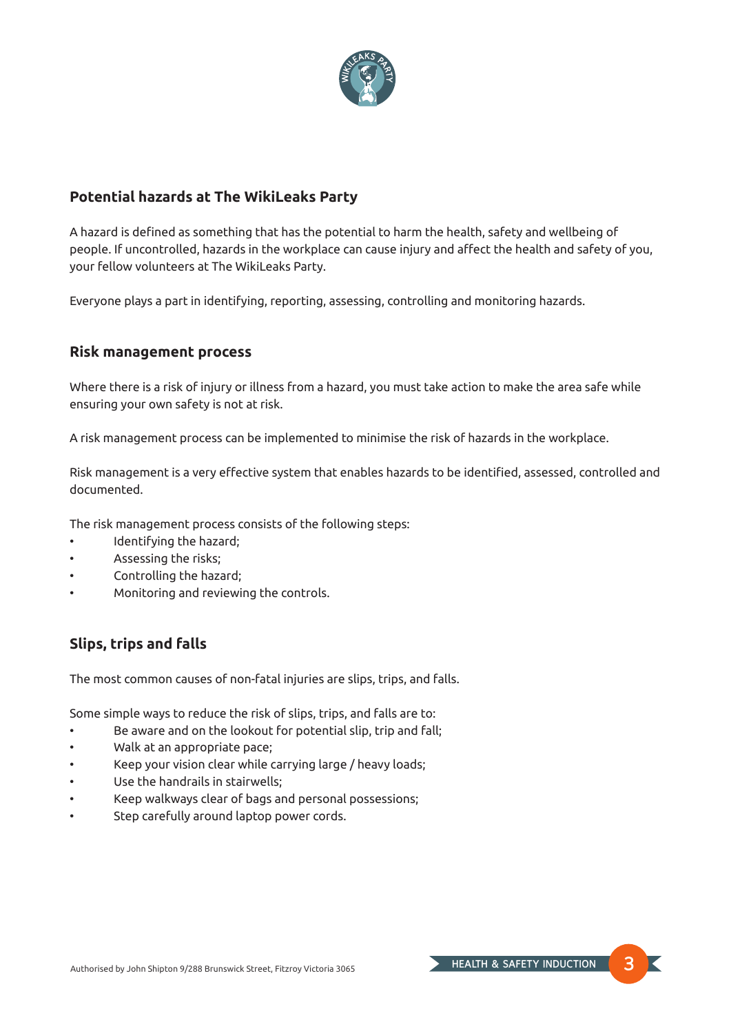## Potential hazards at The WikiLeaks Party

A hazard is defined as something that has the potential to harm the health, safety and wellbeing of people. If uncontrolled, hazards in the workplace can cause injury and affect the health and safety of you, your fellow volunteers at The WikiLeaks Party.

Everyone plays a part in identifying, reporting, assessing, controlling and monitoring hazards.

## Risk management process

Where there is a risk of injury or illness from a hazard, you must take action to make the area safe while ensuring your own safety is not at risk.

A risk management process can be implemented to minimise the risk of hazards in the workplace.

Risk management is a very effective system that enables hazards to be identified, assessed, controlled and documented.

The risk management process consists of the following steps:

- Identifying the hazard;
- Assessing the risks;
- Controlling the hazard;
- Monitoring and reviewing the controls.

## Slips, trips and falls

The most common causes of non-fatal injuries are slips, trips, and falls.

Some simple ways to reduce the risk of slips, trips, and falls are to:

- Be aware and on the lookout for potential slip, trip and fall;
- Walk at an appropriate pace;
- Keep your vision clear while carrying large / heavy loads;
- Use the handrails in stairwells;
- Keep walkways clear of bags and personal possessions;
- Step carefully around laptop power cords.

Authorised by John Shipton 9/288 Brunswick Street, Fitzroy Victoria 3065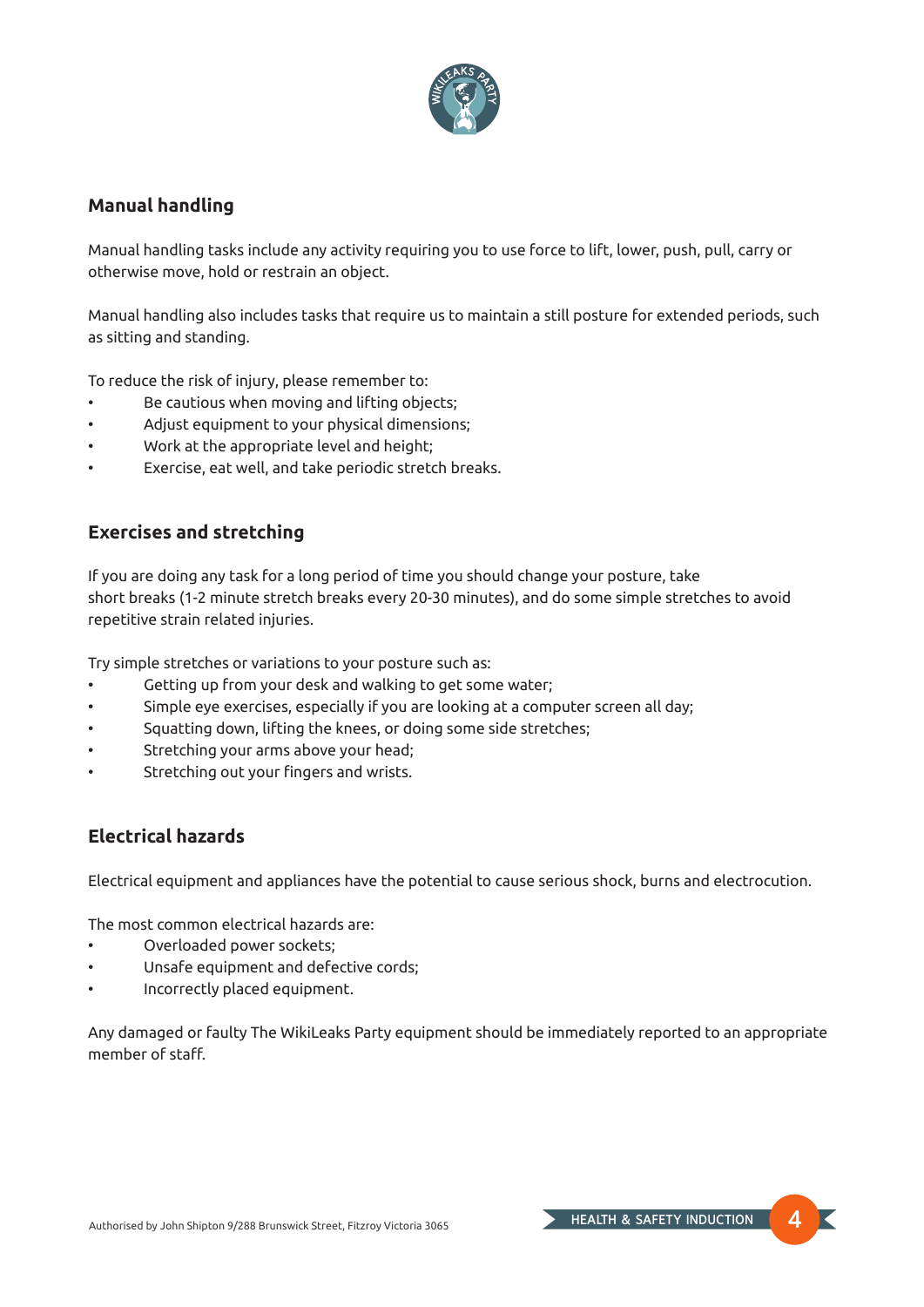## Manual handling

Manual handling tasks include any activity requiring you to use force to lift, lower, push, pull, carry or otherwise move, hold or restrain an object.

Manual handling also includes tasks that require us to maintain a still posture for extended periods, such as sitting and standing.

To reduce the risk of injury, please remember to:

- Be cautious when moving and lifting objects;
- Adjust equipment to your physical dimensions;
- Work at the appropriate level and height;
- Exercise, eat well, and take periodic stretch breaks.

## Exercises and stretching

If you are doing any task for a long period of time you should change your posture, take short breaks (1-2 minute stretch breaks every 20-30 minutes), and do some simple stretches to avoid repetitive strain related injuries.

Try simple stretches or variations to your posture such as:

- Getting up from your desk and walking to get some water;
- Simple eye exercises, especially if you are looking at a computer screen all day;
- Squatting down, lifting the knees, or doing some side stretches;
- Stretching your arms above your head;
- Stretching out your fingers and wrists.

## Electrical hazards

Electrical equipment and appliances have the potential to cause serious shock, burns and electrocution.

The most common electrical hazards are:

- Overloaded power sockets;
- Unsafe equipment and defective cords;
- Incorrectly placed equipment.

Any damaged or faulty The WikiLeaks Party equipment should be immediately reported to an appropriate member of staff.

Authorised by John Shipton 9/288 Brunswick Street, Fitzroy Victoria 3065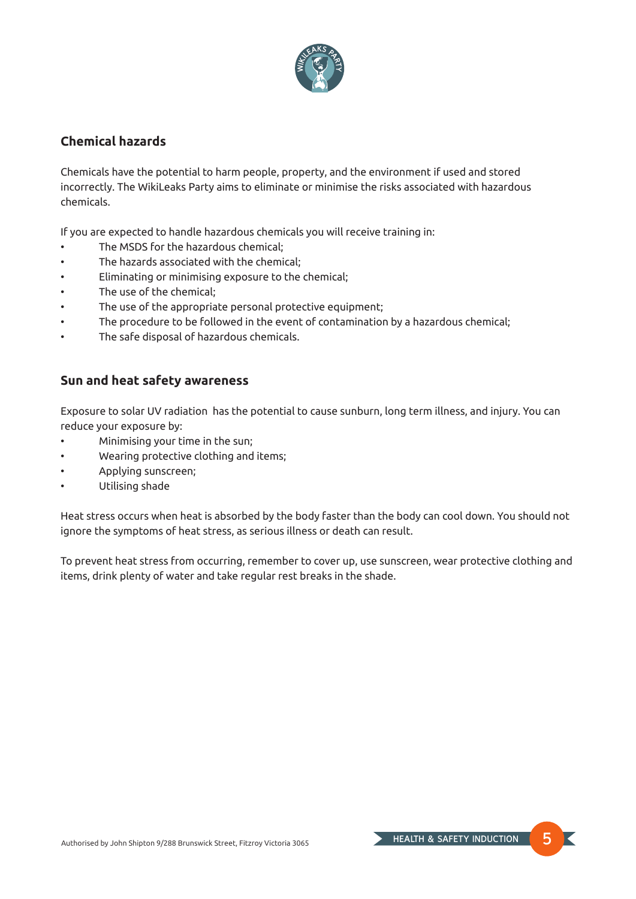## Chemical hazards

Chemicals have the potential to harm people, property, and the environment if used and stored incorrectly. The WikiLeaks Party aims to eliminate or minimise the risks associated with hazardous chemicals.

If you are expected to handle hazardous chemicals you will receive training in:

- The MSDS for the hazardous chemical;
- The hazards associated with the chemical;
- Eliminating or minimising exposure to the chemical;
- The use of the chemical;
- The use of the appropriate personal protective equipment;
- The procedure to be followed in the event of contamination by a hazardous chemical;
- The safe disposal of hazardous chemicals.

## Sun and heat safety awareness

Exposure to solar UV radiation has the potential to cause sunburn, long term illness, and injury. You can reduce your exposure by:

- Minimising your time in the sun;
- Wearing protective clothing and items;
- Applying sunscreen;
- Utilising shade

Heat stress occurs when heat is absorbed by the body faster than the body can cool down. You should not ignore the symptoms of heat stress, as serious illness or death can result.

To prevent heat stress from occurring, remember to cover up, use sunscreen, wear protective clothing and items, drink plenty of water and take regular rest breaks in the shade.

Authorised by John Shipton 9/288 Brunswick Street, Fitzroy Victoria 3065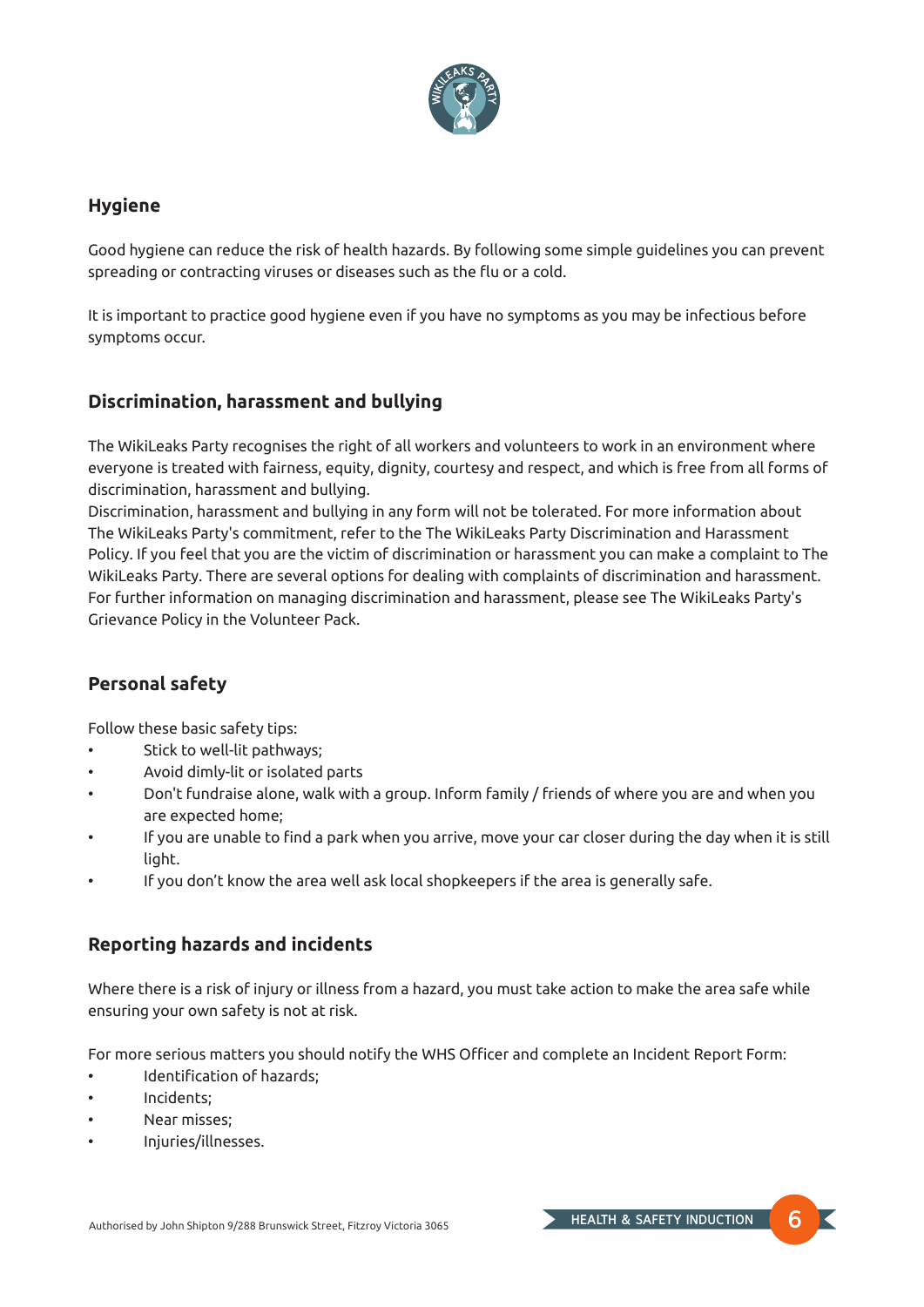## Hygiene

Good hygiene can reduce the risk of health hazards. By following some simple guidelines you can prevent spreading or contracting viruses or diseases such as the flu or a cold.

It is important to practice good hygiene even if you have no symptoms as you may be infectious before symptoms occur.

## Discrimination, harassment and bullying

The WikiLeaks Party recognises the right of all workers and volunteers to work in an environment where everyone is treated with fairness, equity, dignity, courtesy and respect, and which is free from all forms of discrimination, harassment and bullying.
Discrimination, harassment and bullying in any form will not be tolerated. For more information about The WikiLeaks Party's commitment, refer to the The WikiLeaks Party Discrimination and Harassment Policy. If you feel that you are the victim of discrimination or harassment you can make a complaint to The WikiLeaks Party. There are several options for dealing with complaints of discrimination and harassment. For further information on managing discrimination and harassment, please see The WikiLeaks Party's Grievance Policy in the Volunteer Pack.

## Personal safety

Follow these basic safety tips:

- Stick to well-lit pathways;
- Avoid dimly-lit or isolated parts
- Don't fundraise alone, walk with a group. Inform family / friends of where you are and when you are expected home;
- If you are unable to find a park when you arrive, move your car closer during the day when it is still light.
- If you don't know the area well ask local shopkeepers if the area is generally safe.

## Reporting hazards and incidents

Where there is a risk of injury or illness from a hazard, you must take action to make the area safe while ensuring your own safety is not at risk.

For more serious matters you should notify the WHS Officer and complete an Incident Report Form:

- Identification of hazards;
- Incidents;
- Near misses;
- Injuries/illnesses.

Authorised by John Shipton 9/288 Brunswick Street, Fitzroy Victoria 3065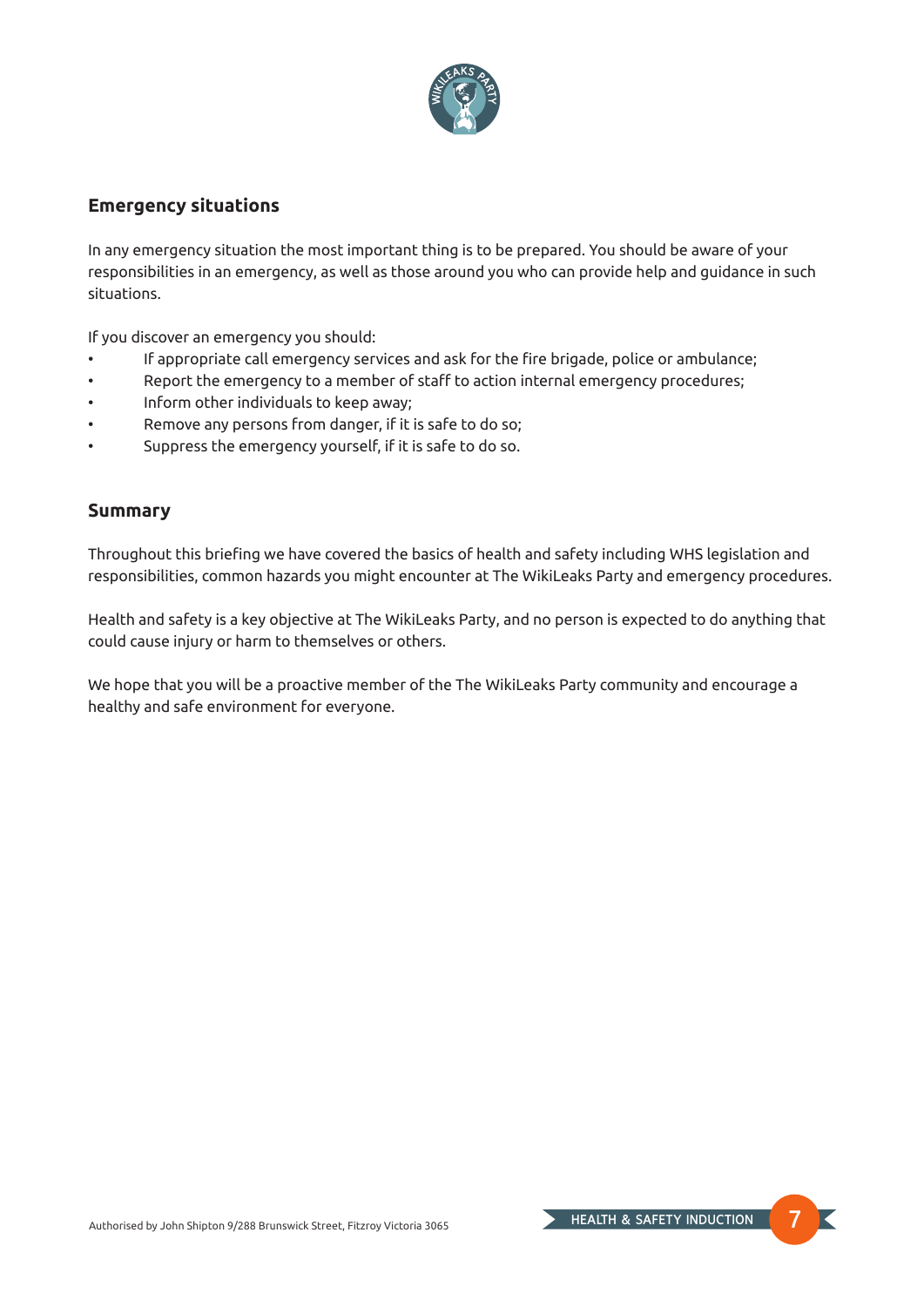## Emergency situations

In any emergency situation the most important thing is to be prepared. You should be aware of your responsibilities in an emergency, as well as those around you who can provide help and guidance in such situations.

If you discover an emergency you should:

- If appropriate call emergency services and ask for the fire brigade, police or ambulance;
- Report the emergency to a member of staff to action internal emergency procedures;
- Inform other individuals to keep away;
- Remove any persons from danger, if it is safe to do so;
- Suppress the emergency yourself, if it is safe to do so.

## Summary

Throughout this briefing we have covered the basics of health and safety including WHS legislation and responsibilities, common hazards you might encounter at The WikiLeaks Party and emergency procedures.

Health and safety is a key objective at The WikiLeaks Party, and no person is expected to do anything that could cause injury or harm to themselves or others.

We hope that you will be a proactive member of the The WikiLeaks Party community and encourage a healthy and safe environment for everyone.

Authorised by John Shipton 9/288 Brunswick Street, Fitzroy Victoria 3065